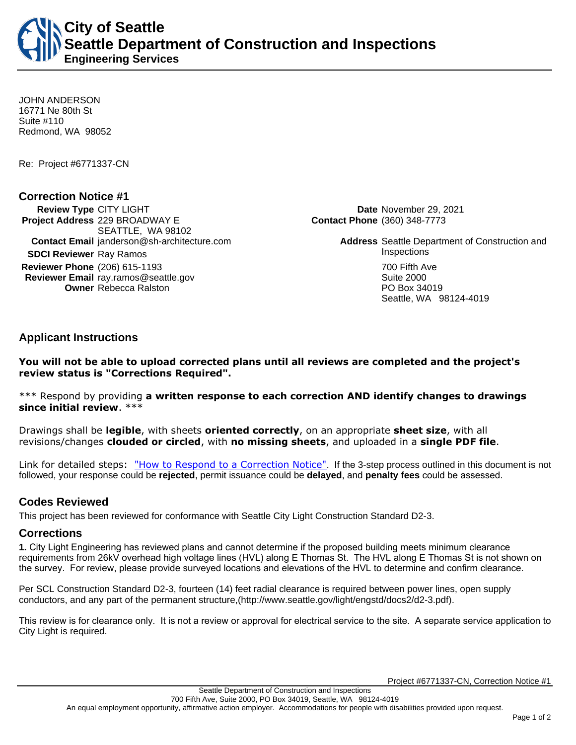# City of Seattle
# Seattle Department of Construction and Inspections
### Engineering Services

JOHN ANDERSON
16771 Ne 80th St
Suite #110
Redmond, WA 98052

Re: Project #6771337-CN

## Correction Notice #1

**Review Type** CITY LIGHT
**Project Address** 229 BROADWAY E
SEATTLE, WA 98102
**Contact Email** janderson@sh-architecture.com
**SDCI Reviewer** Ray Ramos
**Reviewer Phone** (206) 615-1193
**Reviewer Email** ray.ramos@seattle.gov
**Owner** Rebecca Ralston

**Date** November 29, 2021
**Contact Phone** (360) 348-7773
**Address** Seattle Department of Construction and Inspections
700 Fifth Ave
Suite 2000
PO Box 34019
Seattle, WA 98124-4019

## Applicant Instructions

**You will not be able to upload corrected plans until all reviews are completed and the project's review status is "Corrections Required".**

\*\*\* Respond by providing **a written response to each correction AND identify changes to drawings since initial review**. \*\*\*

Drawings shall be **legible**, with sheets **oriented correctly**, on an appropriate **sheet size**, with all revisions/changes **clouded or circled**, with **no missing sheets**, and uploaded in a **single PDF file**.

Link for detailed steps: "How to Respond to a Correction Notice". If the 3-step process outlined in this document is not followed, your response could be **rejected**, permit issuance could be **delayed**, and **penalty fees** could be assessed.

## Codes Reviewed

This project has been reviewed for conformance with Seattle City Light Construction Standard D2-3.

## Corrections

**1.** City Light Engineering has reviewed plans and cannot determine if the proposed building meets minimum clearance requirements from 26kV overhead high voltage lines (HVL) along E Thomas St. The HVL along E Thomas St is not shown on the survey. For review, please provide surveyed locations and elevations of the HVL to determine and confirm clearance.

Per SCL Construction Standard D2-3, fourteen (14) feet radial clearance is required between power lines, open supply conductors, and any part of the permanent structure,(http://www.seattle.gov/light/engstd/docs2/d2-3.pdf).

This review is for clearance only. It is not a review or approval for electrical service to the site. A separate service application to City Light is required.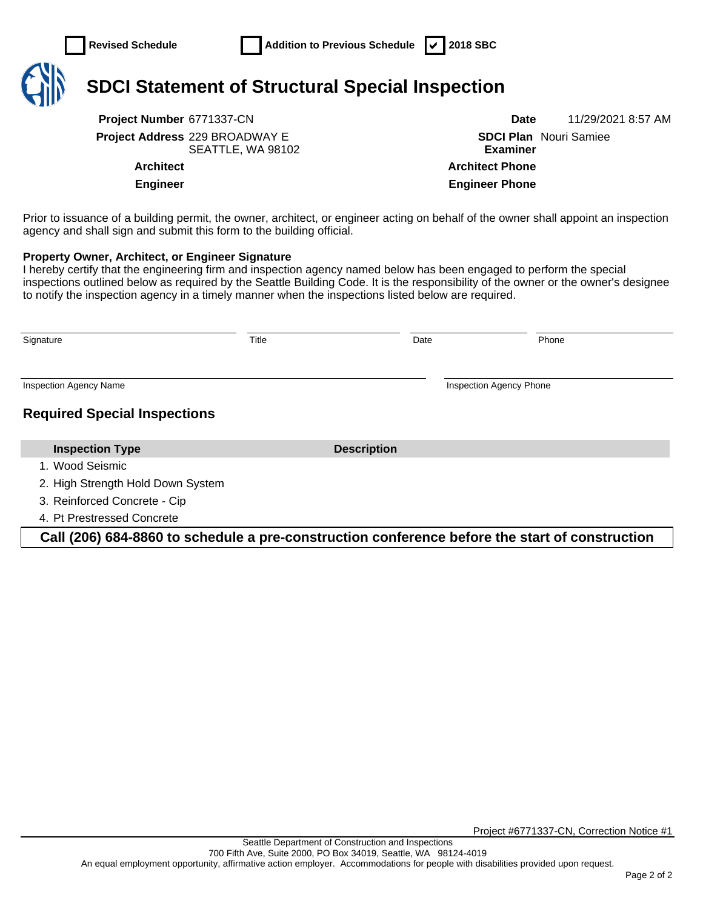☐ Revised Schedule ☐ Addition to Previous Schedule ☑ 2018 SBC

# SDCI Statement of Structural Special Inspection

| | | | |
|---|---|---|---|
| **Project Number** | 6771337-CN | **Date** | 11/29/2021 8:57 AM |
| **Project Address** | 229 BROADWAY E<br>SEATTLE, WA 98102 | **SDCI Plan Examiner** | Nouri Samiee |
| **Architect** | | **Architect Phone** | |
| **Engineer** | | **Engineer Phone** | |

Prior to issuance of a building permit, the owner, architect, or engineer acting on behalf of the owner shall appoint an inspection agency and shall sign and submit this form to the building official.

**Property Owner, Architect, or Engineer Signature**
I hereby certify that the engineering firm and inspection agency named below has been engaged to perform the special inspections outlined below as required by the Seattle Building Code. It is the responsibility of the owner or the owner's designee to notify the inspection agency in a timely manner when the inspections listed below are required.

Signature ______________ Title ______________ Date ______________ Phone ______________

Inspection Agency Name ______________ Inspection Agency Phone ______________

## Required Special Inspections

| Inspection Type | Description |
|---|---|
| 1. Wood Seismic | |
| 2. High Strength Hold Down System | |
| 3. Reinforced Concrete - Cip | |
| 4. Pt Prestressed Concrete | |

**Call (206) 684-8860 to schedule a pre-construction conference before the start of construction**

Project #6771337-CN, Correction Notice #1

Seattle Department of Construction and Inspections
700 Fifth Ave, Suite 2000, PO Box 34019, Seattle, WA 98124-4019
An equal employment opportunity, affirmative action employer. Accommodations for people with disabilities provided upon request.